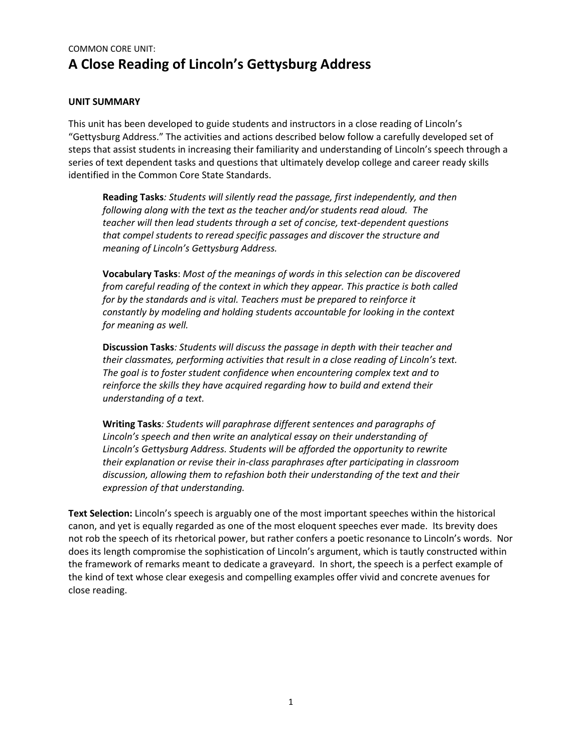COMMON CORE UNIT:

# A Close Reading of Lincoln's Gettysburg Address

**UNIT SUMMARY**

This unit has been developed to guide students and instructors in a close reading of Lincoln's "Gettysburg Address." The activities and actions described below follow a carefully developed set of steps that assist students in increasing their familiarity and understanding of Lincoln's speech through a series of text dependent tasks and questions that ultimately develop college and career ready skills identified in the Common Core State Standards.

> **Reading Tasks***: Students will silently read the passage, first independently, and then following along with the text as the teacher and/or students read aloud. The teacher will then lead students through a set of concise, text-dependent questions that compel students to reread specific passages and discover the structure and meaning of Lincoln's Gettysburg Address.*
>
> **Vocabulary Tasks**: *Most of the meanings of words in this selection can be discovered from careful reading of the context in which they appear. This practice is both called for by the standards and is vital. Teachers must be prepared to reinforce it constantly by modeling and holding students accountable for looking in the context for meaning as well.*
>
> **Discussion Tasks***: Students will discuss the passage in depth with their teacher and their classmates, performing activities that result in a close reading of Lincoln's text. The goal is to foster student confidence when encountering complex text and to reinforce the skills they have acquired regarding how to build and extend their understanding of a text.*
>
> **Writing Tasks***: Students will paraphrase different sentences and paragraphs of Lincoln's speech and then write an analytical essay on their understanding of Lincoln's Gettysburg Address. Students will be afforded the opportunity to rewrite their explanation or revise their in-class paraphrases after participating in classroom discussion, allowing them to refashion both their understanding of the text and their expression of that understanding.*

**Text Selection:** Lincoln's speech is arguably one of the most important speeches within the historical canon, and yet is equally regarded as one of the most eloquent speeches ever made. Its brevity does not rob the speech of its rhetorical power, but rather confers a poetic resonance to Lincoln's words. Nor does its length compromise the sophistication of Lincoln's argument, which is tautly constructed within the framework of remarks meant to dedicate a graveyard. In short, the speech is a perfect example of the kind of text whose clear exegesis and compelling examples offer vivid and concrete avenues for close reading.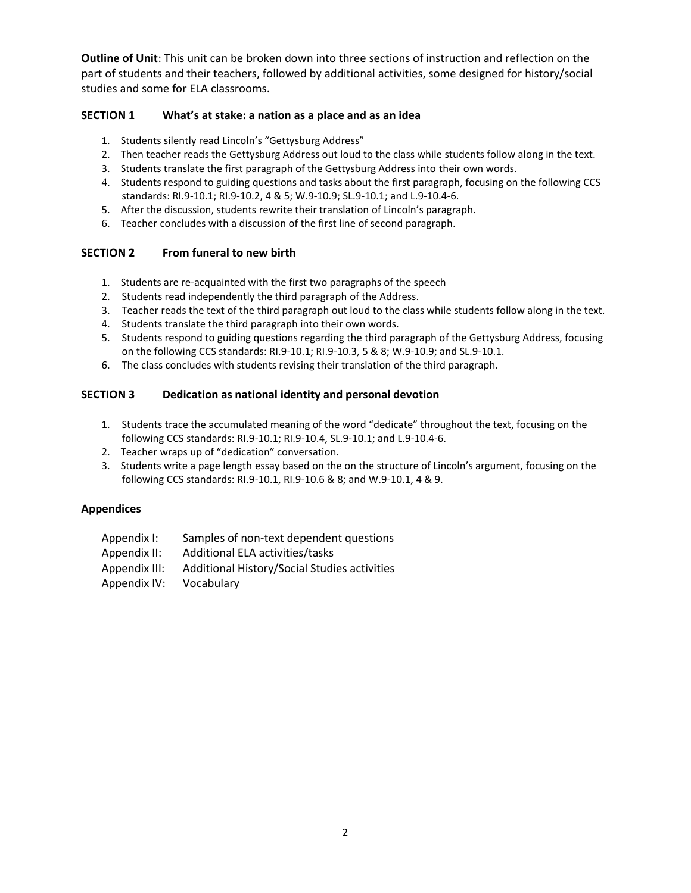**Outline of Unit**: This unit can be broken down into three sections of instruction and reflection on the part of students and their teachers, followed by additional activities, some designed for history/social studies and some for ELA classrooms.

### SECTION 1 What's at stake: a nation as a place and as an idea

1. Students silently read Lincoln's "Gettysburg Address"
2. Then teacher reads the Gettysburg Address out loud to the class while students follow along in the text.
3. Students translate the first paragraph of the Gettysburg Address into their own words.
4. Students respond to guiding questions and tasks about the first paragraph, focusing on the following CCS standards: RI.9-10.1; RI.9-10.2, 4 & 5; W.9-10.9; SL.9-10.1; and L.9-10.4-6.
5. After the discussion, students rewrite their translation of Lincoln's paragraph.
6. Teacher concludes with a discussion of the first line of second paragraph.

### SECTION 2 From funeral to new birth

1. Students are re-acquainted with the first two paragraphs of the speech
2. Students read independently the third paragraph of the Address.
3. Teacher reads the text of the third paragraph out loud to the class while students follow along in the text.
4. Students translate the third paragraph into their own words.
5. Students respond to guiding questions regarding the third paragraph of the Gettysburg Address, focusing on the following CCS standards: RI.9-10.1; RI.9-10.3, 5 & 8; W.9-10.9; and SL.9-10.1.
6. The class concludes with students revising their translation of the third paragraph.

### SECTION 3 Dedication as national identity and personal devotion

1. Students trace the accumulated meaning of the word "dedicate" throughout the text, focusing on the following CCS standards: RI.9-10.1; RI.9-10.4, SL.9-10.1; and L.9-10.4-6.
2. Teacher wraps up of "dedication" conversation.
3. Students write a page length essay based on the on the structure of Lincoln's argument, focusing on the following CCS standards: RI.9-10.1, RI.9-10.6 & 8; and W.9-10.1, 4 & 9.

### Appendices

- Appendix I: Samples of non-text dependent questions
- Appendix II: Additional ELA activities/tasks
- Appendix III: Additional History/Social Studies activities
- Appendix IV: Vocabulary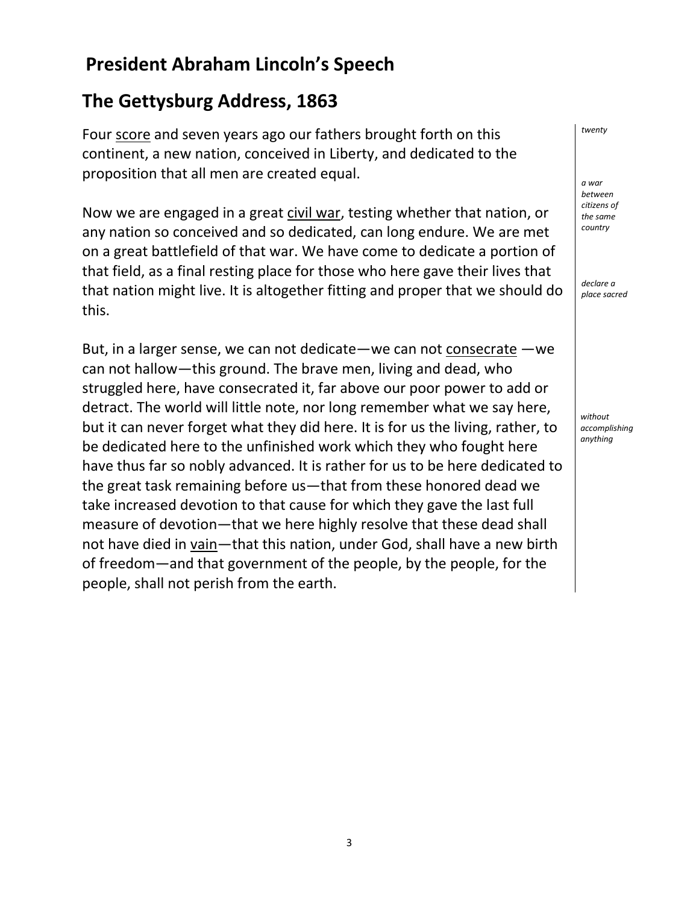## President Abraham Lincoln's Speech

## The Gettysburg Address, 1863

Four score and seven years ago our fathers brought forth on this continent, a new nation, conceived in Liberty, and dedicated to the proposition that all men are created equal.

*score: twenty*

Now we are engaged in a great civil war, testing whether that nation, or any nation so conceived and so dedicated, can long endure. We are met on a great battlefield of that war. We have come to dedicate a portion of that field, as a final resting place for those who here gave their lives that that nation might live. It is altogether fitting and proper that we should do this.

*civil war: a war between citizens of the same country*

But, in a larger sense, we can not dedicate—we can not consecrate —we can not hallow—this ground. The brave men, living and dead, who struggled here, have consecrated it, far above our poor power to add or detract. The world will little note, nor long remember what we say here, but it can never forget what they did here. It is for us the living, rather, to be dedicated here to the unfinished work which they who fought here have thus far so nobly advanced. It is rather for us to be here dedicated to the great task remaining before us—that from these honored dead we take increased devotion to that cause for which they gave the last full measure of devotion—that we here highly resolve that these dead shall not have died in vain—that this nation, under God, shall have a new birth of freedom—and that government of the people, by the people, for the people, shall not perish from the earth.

*consecrate: declare a place sacred*

*vain: without accomplishing anything*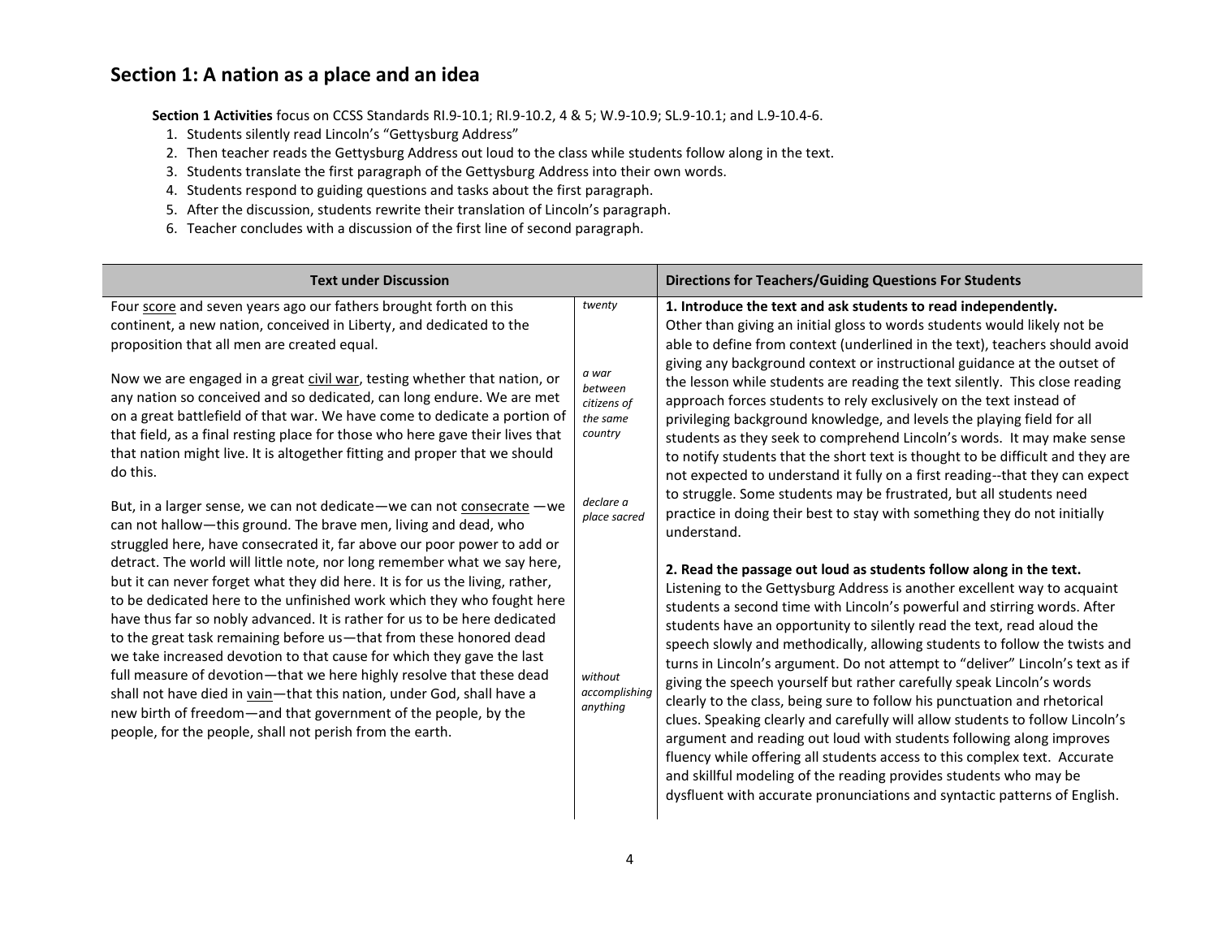## Section 1: A nation as a place and an idea

**Section 1 Activities** focus on CCSS Standards RI.9-10.1; RI.9-10.2, 4 & 5; W.9-10.9; SL.9-10.1; and L.9-10.4-6.

1. Students silently read Lincoln's "Gettysburg Address"
2. Then teacher reads the Gettysburg Address out loud to the class while students follow along in the text.
3. Students translate the first paragraph of the Gettysburg Address into their own words.
4. Students respond to guiding questions and tasks about the first paragraph.
5. After the discussion, students rewrite their translation of Lincoln's paragraph.
6. Teacher concludes with a discussion of the first line of second paragraph.

| Text under Discussion | | Directions for Teachers/Guiding Questions For Students |
|---|---|---|
| Four <u>score</u> and seven years ago our fathers brought forth on this continent, a new nation, conceived in Liberty, and dedicated to the proposition that all men are created equal.<br><br>Now we are engaged in a great <u>civil war</u>, testing whether that nation, or any nation so conceived and so dedicated, can long endure. We are met on a great battlefield of that war. We have come to dedicate a portion of that field, as a final resting place for those who here gave their lives that that nation might live. It is altogether fitting and proper that we should do this.<br><br>But, in a larger sense, we can not dedicate—we can not <u>consecrate</u> —we can not hallow—this ground. The brave men, living and dead, who struggled here, have consecrated it, far above our poor power to add or detract. The world will little note, nor long remember what we say here, but it can never forget what they did here. It is for us the living, rather, to be dedicated here to the unfinished work which they who fought here have thus far so nobly advanced. It is rather for us to be here dedicated to the great task remaining before us—that from these honored dead we take increased devotion to that cause for which they gave the last full measure of devotion—that we here highly resolve that these dead shall not have died in <u>vain</u>—that this nation, under God, shall have a new birth of freedom—and that government of the people, by the people, for the people, shall not perish from the earth. | *twenty*<br><br>*a war between citizens of the same country*<br><br>*declare a place sacred*<br><br>*without accomplishing anything* | **1. Introduce the text and ask students to read independently.**<br>Other than giving an initial gloss to words students would likely not be able to define from context (underlined in the text), teachers should avoid giving any background context or instructional guidance at the outset of the lesson while students are reading the text silently. This close reading approach forces students to rely exclusively on the text instead of privileging background knowledge, and levels the playing field for all students as they seek to comprehend Lincoln's words. It may make sense to notify students that the short text is thought to be difficult and they are not expected to understand it fully on a first reading--that they can expect to struggle. Some students may be frustrated, but all students need practice in doing their best to stay with something they do not initially understand.<br><br>**2. Read the passage out loud as students follow along in the text.**<br>Listening to the Gettysburg Address is another excellent way to acquaint students a second time with Lincoln's powerful and stirring words. After students have an opportunity to silently read the text, read aloud the speech slowly and methodically, allowing students to follow the twists and turns in Lincoln's argument. Do not attempt to "deliver" Lincoln's text as if giving the speech yourself but rather carefully speak Lincoln's words clearly to the class, being sure to follow his punctuation and rhetorical clues. Speaking clearly and carefully will allow students to follow Lincoln's argument and reading out loud with students following along improves fluency while offering all students access to this complex text. Accurate and skillful modeling of the reading provides students who may be dysfluent with accurate pronunciations and syntactic patterns of English. |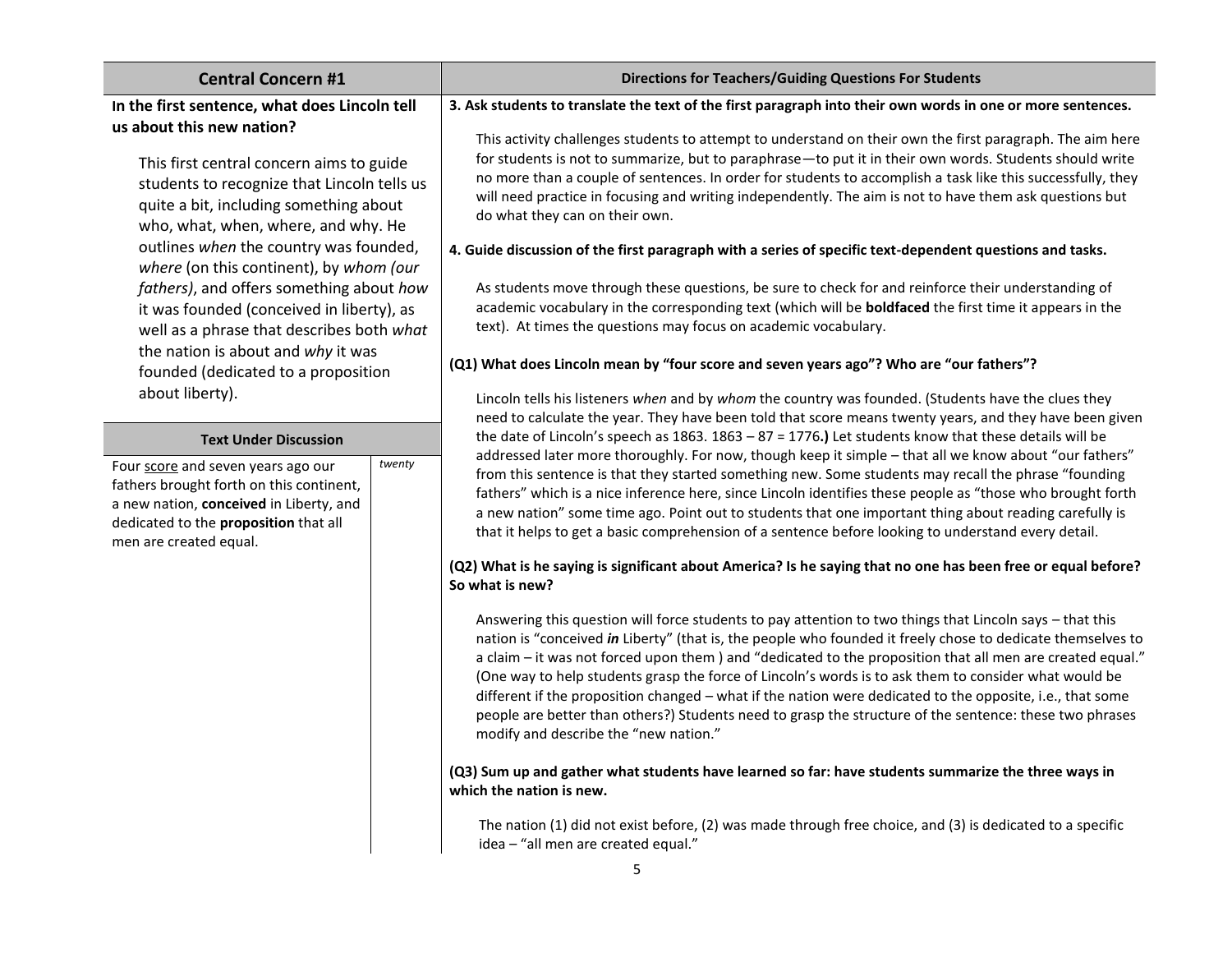| Central Concern #1 | Directions for Teachers/Guiding Questions For Students |
|---|---|
| **In the first sentence, what does Lincoln tell us about this new nation?**<br><br>This first central concern aims to guide students to recognize that Lincoln tells us quite a bit, including something about who, what, when, where, and why. He outlines *when* the country was founded, *where* (on this continent), by *whom (our fathers)*, and offers something about *how* it was founded (conceived in liberty), as well as a phrase that describes both *what* the nation is about and *why* it was founded (dedicated to a proposition about liberty). | **3. Ask students to translate the text of the first paragraph into their own words in one or more sentences.**<br><br>This activity challenges students to attempt to understand on their own the first paragraph. The aim here for students is not to summarize, but to paraphrase—to put it in their own words. Students should write no more than a couple of sentences. In order for students to accomplish a task like this successfully, they will need practice in focusing and writing independently. The aim is not to have them ask questions but do what they can on their own.<br><br>**4. Guide discussion of the first paragraph with a series of specific text-dependent questions and tasks.**<br><br>As students move through these questions, be sure to check for and reinforce their understanding of academic vocabulary in the corresponding text (which will be **boldfaced** the first time it appears in the text). At times the questions may focus on academic vocabulary. |

| Text Under Discussion | |
|---|---|
| Four score and seven years ago our fathers brought forth on this continent, a new nation, **conceived** in Liberty, and dedicated to the **proposition** that all men are created equal. | *twenty* |

**(Q1) What does Lincoln mean by "four score and seven years ago"? Who are "our fathers"?**

Lincoln tells his listeners *when* and by *whom* the country was founded. (Students have the clues they need to calculate the year. They have been told that score means twenty years, and they have been given the date of Lincoln's speech as 1863. 1863 – 87 = 1776**.)** Let students know that these details will be addressed later more thoroughly. For now, though keep it simple – that all we know about "our fathers" from this sentence is that they started something new. Some students may recall the phrase "founding fathers" which is a nice inference here, since Lincoln identifies these people as "those who brought forth a new nation" some time ago. Point out to students that one important thing about reading carefully is that it helps to get a basic comprehension of a sentence before looking to understand every detail.

**(Q2) What is he saying is significant about America? Is he saying that no one has been free or equal before? So what is new?**

Answering this question will force students to pay attention to two things that Lincoln says – that this nation is "conceived ***in*** Liberty" (that is, the people who founded it freely chose to dedicate themselves to a claim – it was not forced upon them ) and "dedicated to the proposition that all men are created equal." (One way to help students grasp the force of Lincoln's words is to ask them to consider what would be different if the proposition changed – what if the nation were dedicated to the opposite, i.e., that some people are better than others?) Students need to grasp the structure of the sentence: these two phrases modify and describe the "new nation."

**(Q3) Sum up and gather what students have learned so far: have students summarize the three ways in which the nation is new.**

The nation (1) did not exist before, (2) was made through free choice, and (3) is dedicated to a specific idea – "all men are created equal."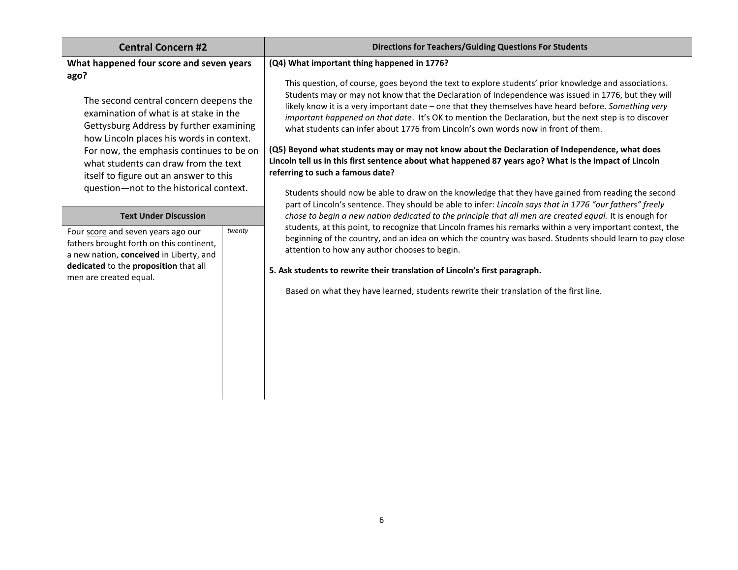| Central Concern #2 | Directions for Teachers/Guiding Questions For Students |
|---|---|
| **What happened four score and seven years ago?** | |

## Central Concern #2

**What happened four score and seven years ago?**

The second central concern deepens the examination of what is at stake in the Gettysburg Address by further examining how Lincoln places his words in context. For now, the emphasis continues to be on what students can draw from the text itself to figure out an answer to this question—not to the historical context.

### Text Under Discussion

| Text | Notes |
|---|---|
| Four score and seven years ago our fathers brought forth on this continent, a new nation, **conceived** in Liberty, and **dedicated** to the **proposition** that all men are created equal. | *twenty* |

## Directions for Teachers/Guiding Questions For Students

**(Q4) What important thing happened in 1776?**

This question, of course, goes beyond the text to explore students' prior knowledge and associations. Students may or may not know that the Declaration of Independence was issued in 1776, but they will likely know it is a very important date – one that they themselves have heard before. *Something very important happened on that date*. It's OK to mention the Declaration, but the next step is to discover what students can infer about 1776 from Lincoln's own words now in front of them.

**(Q5) Beyond what students may or may not know about the Declaration of Independence, what does Lincoln tell us in this first sentence about what happened 87 years ago? What is the impact of Lincoln referring to such a famous date?**

Students should now be able to draw on the knowledge that they have gained from reading the second part of Lincoln's sentence. They should be able to infer: *Lincoln says that in 1776 "our fathers" freely chose to begin a new nation dedicated to the principle that all men are created equal.* It is enough for students, at this point, to recognize that Lincoln frames his remarks within a very important context, the beginning of the country, and an idea on which the country was based. Students should learn to pay close attention to how any author chooses to begin.

**5. Ask students to rewrite their translation of Lincoln's first paragraph.**

Based on what they have learned, students rewrite their translation of the first line.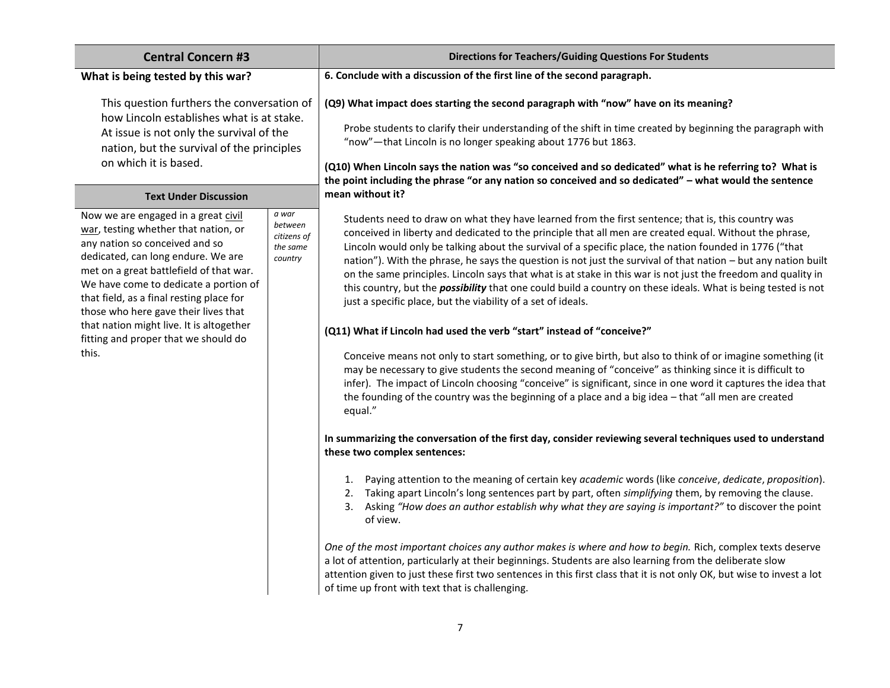| Central Concern #3 | Directions for Teachers/Guiding Questions For Students |
| --- | --- |

**Central Concern #3**

**What is being tested by this war?**

This question furthers the conversation of how Lincoln establishes what is at stake. At issue is not only the survival of the nation, but the survival of the principles on which it is based.

**Text Under Discussion**

| Text | Vocabulary |
| --- | --- |
| Now we are engaged in a great civil war, testing whether that nation, or any nation so conceived and so dedicated, can long endure. We are met on a great battlefield of that war. We have come to dedicate a portion of that field, as a final resting place for those who here gave their lives that that nation might live. It is altogether fitting and proper that we should do this. | *civil war: a war between citizens of the same country* |

**Directions for Teachers/Guiding Questions For Students**

**6. Conclude with a discussion of the first line of the second paragraph.**

**(Q9) What impact does starting the second paragraph with "now" have on its meaning?**

Probe students to clarify their understanding of the shift in time created by beginning the paragraph with "now"—that Lincoln is no longer speaking about 1776 but 1863.

**(Q10) When Lincoln says the nation was "so conceived and so dedicated" what is he referring to? What is the point including the phrase "or any nation so conceived and so dedicated" – what would the sentence mean without it?**

Students need to draw on what they have learned from the first sentence; that is, this country was conceived in liberty and dedicated to the principle that all men are created equal. Without the phrase, Lincoln would only be talking about the survival of a specific place, the nation founded in 1776 ("that nation"). With the phrase, he says the question is not just the survival of that nation – but any nation built on the same principles. Lincoln says that what is at stake in this war is not just the freedom and quality in this country, but the ***possibility*** that one could build a country on these ideals. What is being tested is not just a specific place, but the viability of a set of ideals.

**(Q11) What if Lincoln had used the verb "start" instead of "conceive?"**

Conceive means not only to start something, or to give birth, but also to think of or imagine something (it may be necessary to give students the second meaning of "conceive" as thinking since it is difficult to infer). The impact of Lincoln choosing "conceive" is significant, since in one word it captures the idea that the founding of the country was the beginning of a place and a big idea – that "all men are created equal."

**In summarizing the conversation of the first day, consider reviewing several techniques used to understand these two complex sentences:**

1. Paying attention to the meaning of certain key *academic* words (like *conceive*, *dedicate*, *proposition*).
2. Taking apart Lincoln's long sentences part by part, often *simplifying* them, by removing the clause.
3. Asking *"How does an author establish why what they are saying is important?"* to discover the point of view.

*One of the most important choices any author makes is where and how to begin.* Rich, complex texts deserve a lot of attention, particularly at their beginnings. Students are also learning from the deliberate slow attention given to just these first two sentences in this first class that it is not only OK, but wise to invest a lot of time up front with text that is challenging.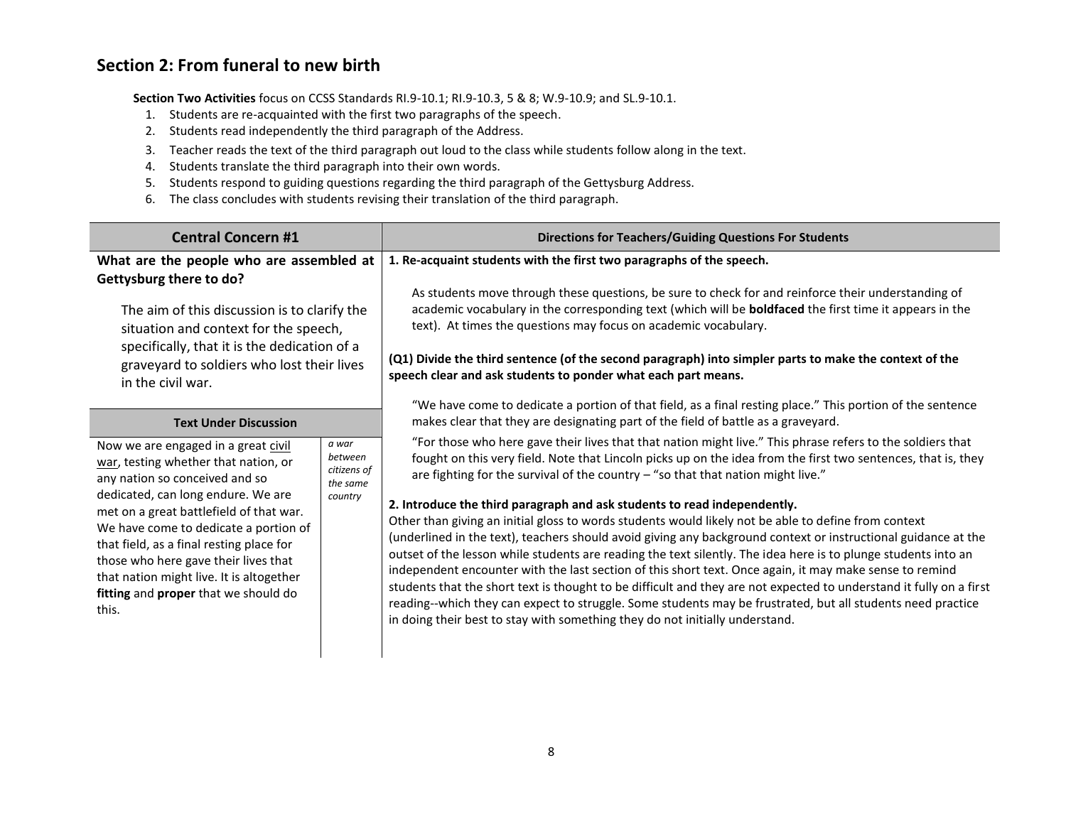## Section 2: From funeral to new birth

**Section Two Activities** focus on CCSS Standards RI.9-10.1; RI.9-10.3, 5 & 8; W.9-10.9; and SL.9-10.1.

1. Students are re-acquainted with the first two paragraphs of the speech.
2. Students read independently the third paragraph of the Address.
3. Teacher reads the text of the third paragraph out loud to the class while students follow along in the text.
4. Students translate the third paragraph into their own words.
5. Students respond to guiding questions regarding the third paragraph of the Gettysburg Address.
6. The class concludes with students revising their translation of the third paragraph.

| Central Concern #1 | Directions for Teachers/Guiding Questions For Students |
|---|---|
| **What are the people who are assembled at Gettysburg there to do?**<br><br>The aim of this discussion is to clarify the situation and context for the speech, specifically, that it is the dedication of a graveyard to soldiers who lost their lives in the civil war.<br><br>**Text Under Discussion**<br><br>Now we are engaged in a great civil war, testing whether that nation, or any nation so conceived and so dedicated, can long endure. We are met on a great battlefield of that war. We have come to dedicate a portion of that field, as a final resting place for those who here gave their lives that that nation might live. It is altogether **fitting** and **proper** that we should do this.<br><br>*civil war: a war between citizens of the same country* | **1. Re-acquaint students with the first two paragraphs of the speech.**<br><br>As students move through these questions, be sure to check for and reinforce their understanding of academic vocabulary in the corresponding text (which will be **boldfaced** the first time it appears in the text). At times the questions may focus on academic vocabulary.<br><br>**(Q1) Divide the third sentence (of the second paragraph) into simpler parts to make the context of the speech clear and ask students to ponder what each part means.**<br><br>"We have come to dedicate a portion of that field, as a final resting place." This portion of the sentence makes clear that they are designating part of the field of battle as a graveyard.<br><br>"For those who here gave their lives that that nation might live." This phrase refers to the soldiers that fought on this very field. Note that Lincoln picks up on the idea from the first two sentences, that is, they are fighting for the survival of the country – "so that that nation might live."<br><br>**2. Introduce the third paragraph and ask students to read independently.**<br><br>Other than giving an initial gloss to words students would likely not be able to define from context (underlined in the text), teachers should avoid giving any background context or instructional guidance at the outset of the lesson while students are reading the text silently. The idea here is to plunge students into an independent encounter with the last section of this short text. Once again, it may make sense to remind students that the short text is thought to be difficult and they are not expected to understand it fully on a first reading--which they can expect to struggle. Some students may be frustrated, but all students need practice in doing their best to stay with something they do not initially understand. |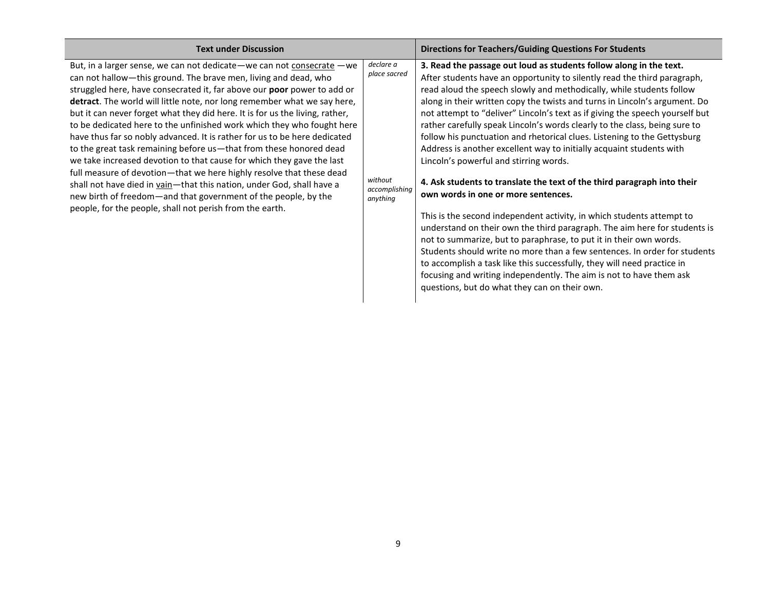| Text under Discussion | | Directions for Teachers/Guiding Questions For Students |
|---|---|---|
| But, in a larger sense, we can not dedicate—we can not <u>consecrate</u> —we can not hallow—this ground. The brave men, living and dead, who struggled here, have consecrated it, far above our **poor** power to add or **detract**. The world will little note, nor long remember what we say here, but it can never forget what they did here. It is for us the living, rather, to be dedicated here to the unfinished work which they who fought here have thus far so nobly advanced. It is rather for us to be here dedicated to the great task remaining before us—that from these honored dead we take increased devotion to that cause for which they gave the last full measure of devotion—that we here highly resolve that these dead shall not have died in <u>vain</u>—that this nation, under God, shall have a new birth of freedom—and that government of the people, by the people, for the people, shall not perish from the earth. | *declare a place sacred*<br><br>*without accomplishing anything* | **3. Read the passage out loud as students follow along in the text.**<br>After students have an opportunity to silently read the third paragraph, read aloud the speech slowly and methodically, while students follow along in their written copy the twists and turns in Lincoln's argument. Do not attempt to "deliver" Lincoln's text as if giving the speech yourself but rather carefully speak Lincoln's words clearly to the class, being sure to follow his punctuation and rhetorical clues. Listening to the Gettysburg Address is another excellent way to initially acquaint students with Lincoln's powerful and stirring words.<br><br>**4. Ask students to translate the text of the third paragraph into their own words in one or more sentences.**<br><br>This is the second independent activity, in which students attempt to understand on their own the third paragraph. The aim here for students is not to summarize, but to paraphrase, to put it in their own words. Students should write no more than a few sentences. In order for students to accomplish a task like this successfully, they will need practice in focusing and writing independently. The aim is not to have them ask questions, but do what they can on their own. |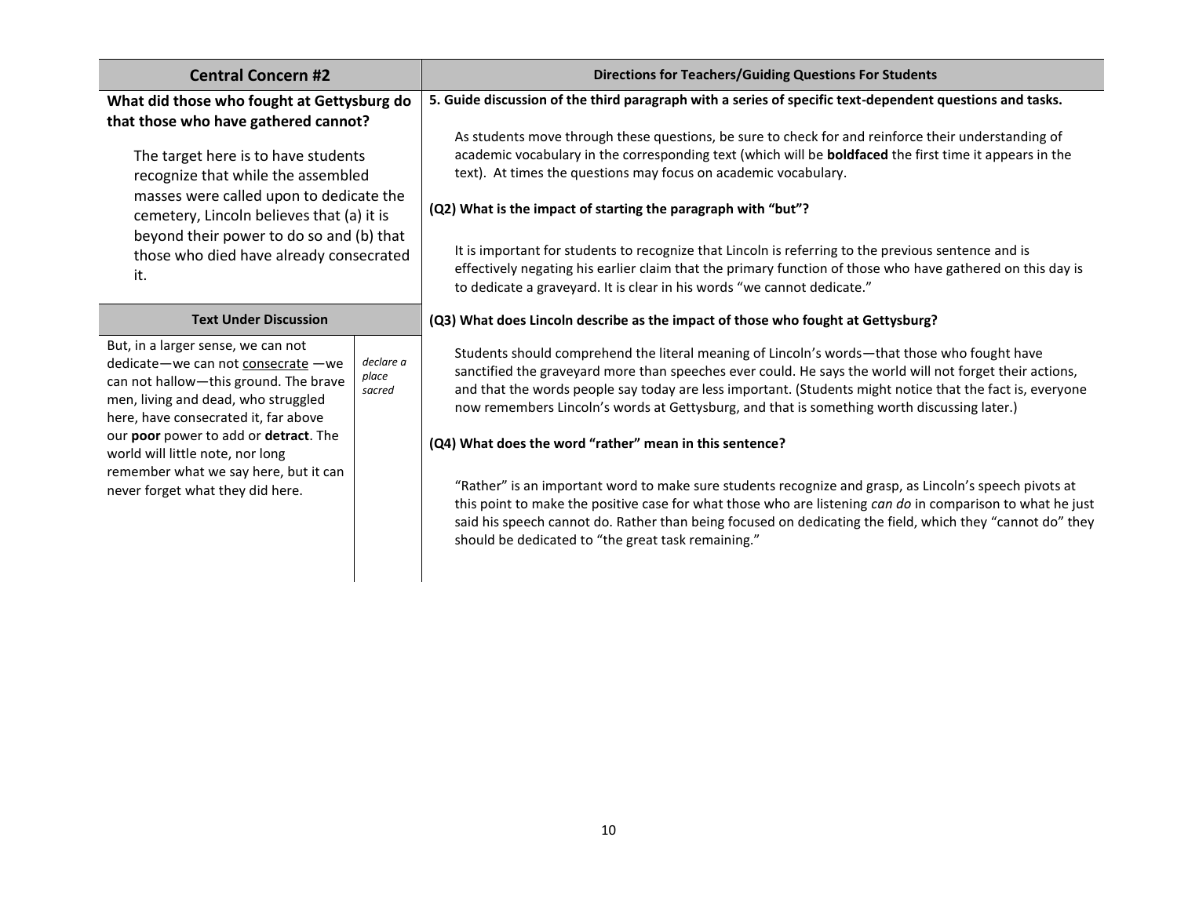| Central Concern #2 | | Directions for Teachers/Guiding Questions For Students |
|---|---|---|
| **What did those who fought at Gettysburg do that those who have gathered cannot?**<br><br>The target here is to have students recognize that while the assembled masses were called upon to dedicate the cemetery, Lincoln believes that (a) it is beyond their power to do so and (b) that those who died have already consecrated it. | | **5. Guide discussion of the third paragraph with a series of specific text-dependent questions and tasks.**<br><br>As students move through these questions, be sure to check for and reinforce their understanding of academic vocabulary in the corresponding text (which will be **boldfaced** the first time it appears in the text). At times the questions may focus on academic vocabulary.<br><br>**(Q2) What is the impact of starting the paragraph with "but"?**<br><br>It is important for students to recognize that Lincoln is referring to the previous sentence and is effectively negating his earlier claim that the primary function of those who have gathered on this day is to dedicate a graveyard. It is clear in his words "we cannot dedicate."<br><br>**(Q3) What does Lincoln describe as the impact of those who fought at Gettysburg?**<br><br>Students should comprehend the literal meaning of Lincoln's words—that those who fought have sanctified the graveyard more than speeches ever could. He says the world will not forget their actions, and that the words people say today are less important. (Students might notice that the fact is, everyone now remembers Lincoln's words at Gettysburg, and that is something worth discussing later.)<br><br>**(Q4) What does the word "rather" mean in this sentence?**<br><br>"Rather" is an important word to make sure students recognize and grasp, as Lincoln's speech pivots at this point to make the positive case for what those who are listening *can do* in comparison to what he just said his speech cannot do. Rather than being focused on dedicating the field, which they "cannot do" they should be dedicated to "the great task remaining." |
| **Text Under Discussion** | | |
| But, in a larger sense, we can not dedicate—we can not <u>consecrate</u> —we can not hallow—this ground. The brave men, living and dead, who struggled here, have consecrated it, far above our **poor** power to add or **detract**. The world will little note, nor long remember what we say here, but it can never forget what they did here. | *declare a place sacred* | |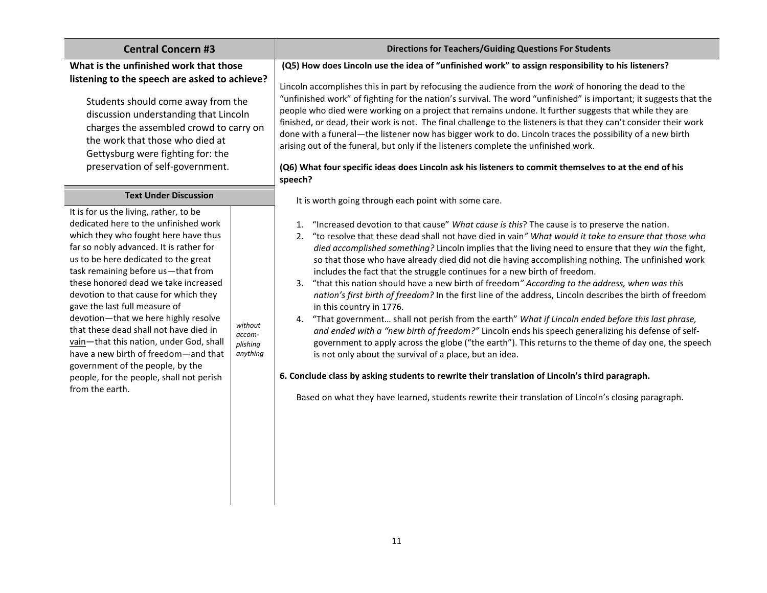| Central Concern #3 | Directions for Teachers/Guiding Questions For Students |
|---|---|

**What is the unfinished work that those listening to the speech are asked to achieve?**

Students should come away from the discussion understanding that Lincoln charges the assembled crowd to carry on the work that those who died at Gettysburg were fighting for: the preservation of self-government.

### Text Under Discussion

| | |
|---|---|
| It is for us the living, rather, to be dedicated here to the unfinished work which they who fought here have thus far so nobly advanced. It is rather for us to be here dedicated to the great task remaining before us—that from these honored dead we take increased devotion to that cause for which they gave the last full measure of devotion—that we here highly resolve that these dead shall not have died in <u>vain</u>—that this nation, under God, shall have a new birth of freedom—and that government of the people, by the people, for the people, shall not perish from the earth. | *without accom-plishing anything* |

**(Q5) How does Lincoln use the idea of "unfinished work" to assign responsibility to his listeners?**

Lincoln accomplishes this in part by refocusing the audience from the *work* of honoring the dead to the "unfinished work" of fighting for the nation's survival. The word "unfinished" is important; it suggests that the people who died were working on a project that remains undone. It further suggests that while they are finished, or dead, their work is not. The final challenge to the listeners is that they can't consider their work done with a funeral—the listener now has bigger work to do. Lincoln traces the possibility of a new birth arising out of the funeral, but only if the listeners complete the unfinished work.

**(Q6) What four specific ideas does Lincoln ask his listeners to commit themselves to at the end of his speech?**

It is worth going through each point with some care.

1. "Increased devotion to that cause" *What cause is this*? The cause is to preserve the nation.
2. "to resolve that these dead shall not have died in vain*" What would it take to ensure that those who died accomplished something?* Lincoln implies that the living need to ensure that they *win* the fight, so that those who have already died did not die having accomplishing nothing. The unfinished work includes the fact that the struggle continues for a new birth of freedom.
3. "that this nation should have a new birth of freedom*" According to the address, when was this nation's first birth of freedom?* In the first line of the address, Lincoln describes the birth of freedom in this country in 1776.
4. "That government… shall not perish from the earth" *What if Lincoln ended before this last phrase, and ended with a "new birth of freedom?"* Lincoln ends his speech generalizing his defense of self-government to apply across the globe ("the earth"). This returns to the theme of day one, the speech is not only about the survival of a place, but an idea.

**6. Conclude class by asking students to rewrite their translation of Lincoln's third paragraph.**

Based on what they have learned, students rewrite their translation of Lincoln's closing paragraph.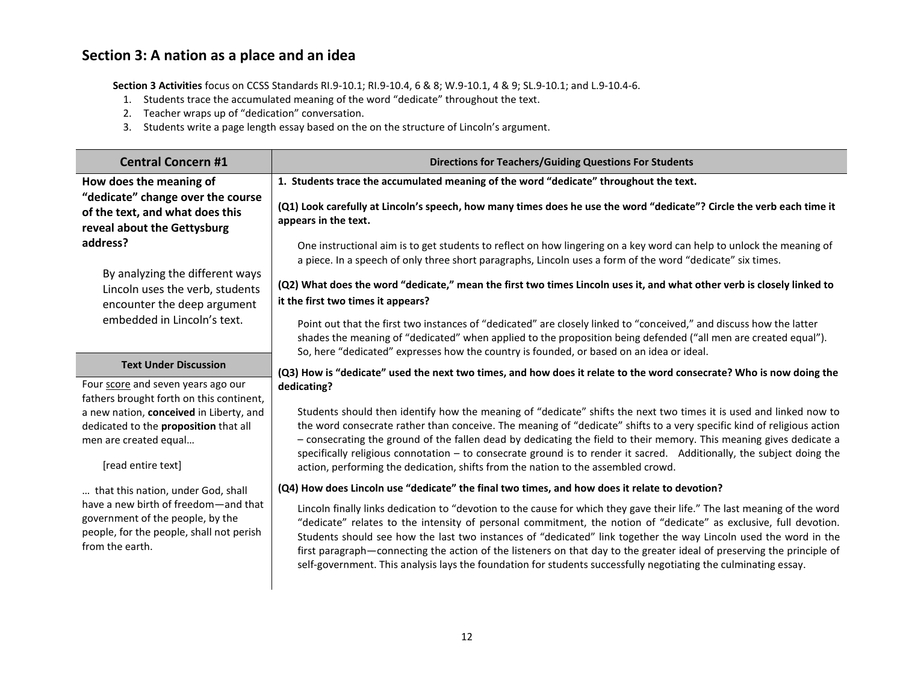## Section 3: A nation as a place and an idea

**Section 3 Activities** focus on CCSS Standards RI.9-10.1; RI.9-10.4, 6 & 8; W.9-10.1, 4 & 9; SL.9-10.1; and L.9-10.4-6.

1. Students trace the accumulated meaning of the word "dedicate" throughout the text.
2. Teacher wraps up of "dedication" conversation.
3. Students write a page length essay based on the on the structure of Lincoln's argument.

| Central Concern #1 | Directions for Teachers/Guiding Questions For Students |
|---|---|
| **How does the meaning of "dedicate" change over the course of the text, and what does this reveal about the Gettysburg address?**<br><br>By analyzing the different ways Lincoln uses the verb, students encounter the deep argument embedded in Lincoln's text.<br><br>**Text Under Discussion**<br><br>Four score and seven years ago our fathers brought forth on this continent, a new nation, **conceived** in Liberty, and dedicated to the **proposition** that all men are created equal…<br><br>[read entire text]<br><br>… that this nation, under God, shall have a new birth of freedom—and that government of the people, by the people, for the people, shall not perish from the earth. | **1. Students trace the accumulated meaning of the word "dedicate" throughout the text.**<br><br>**(Q1) Look carefully at Lincoln's speech, how many times does he use the word "dedicate"? Circle the verb each time it appears in the text.**<br><br>One instructional aim is to get students to reflect on how lingering on a key word can help to unlock the meaning of a piece. In a speech of only three short paragraphs, Lincoln uses a form of the word "dedicate" six times.<br><br>**(Q2) What does the word "dedicate," mean the first two times Lincoln uses it, and what other verb is closely linked to it the first two times it appears?**<br><br>Point out that the first two instances of "dedicated" are closely linked to "conceived," and discuss how the latter shades the meaning of "dedicated" when applied to the proposition being defended ("all men are created equal"). So, here "dedicated" expresses how the country is founded, or based on an idea or ideal.<br><br>**(Q3) How is "dedicate" used the next two times, and how does it relate to the word consecrate? Who is now doing the dedicating?**<br><br>Students should then identify how the meaning of "dedicate" shifts the next two times it is used and linked now to the word consecrate rather than conceive. The meaning of "dedicate" shifts to a very specific kind of religious action – consecrating the ground of the fallen dead by dedicating the field to their memory. This meaning gives dedicate a specifically religious connotation – to consecrate ground is to render it sacred. Additionally, the subject doing the action, performing the dedication, shifts from the nation to the assembled crowd.<br><br>**(Q4) How does Lincoln use "dedicate" the final two times, and how does it relate to devotion?**<br><br>Lincoln finally links dedication to "devotion to the cause for which they gave their life." The last meaning of the word "dedicate" relates to the intensity of personal commitment, the notion of "dedicate" as exclusive, full devotion. Students should see how the last two instances of "dedicated" link together the way Lincoln used the word in the first paragraph—connecting the action of the listeners on that day to the greater ideal of preserving the principle of self-government. This analysis lays the foundation for students successfully negotiating the culminating essay. |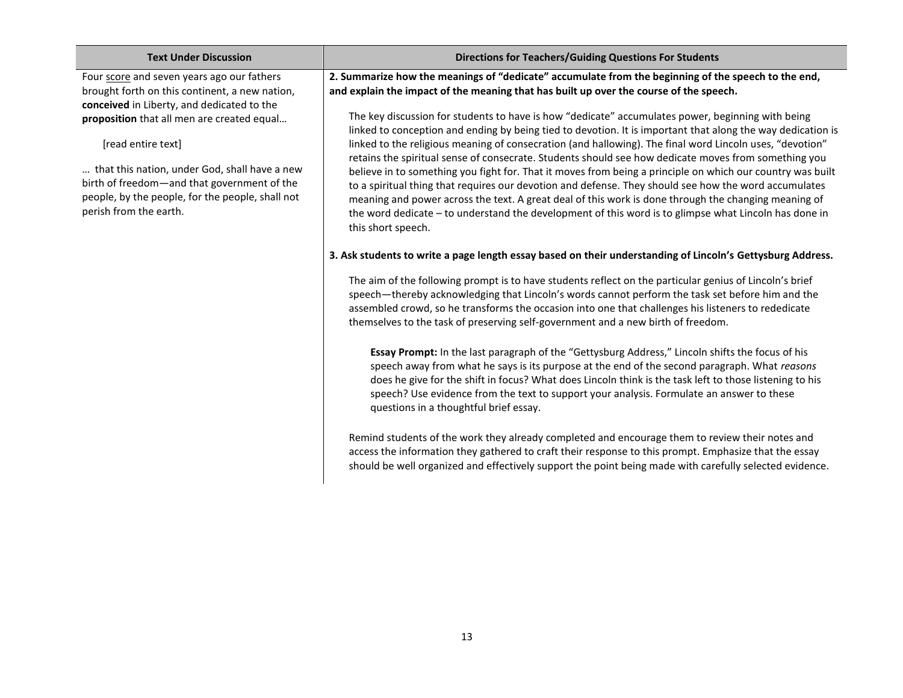| Text Under Discussion | Directions for Teachers/Guiding Questions For Students |
| --- | --- |
| Four score and seven years ago our fathers brought forth on this continent, a new nation, **conceived** in Liberty, and dedicated to the **proposition** that all men are created equal… <br><br> [read entire text] <br><br> … that this nation, under God, shall have a new birth of freedom—and that government of the people, by the people, for the people, shall not perish from the earth. | **2. Summarize how the meanings of "dedicate" accumulate from the beginning of the speech to the end, and explain the impact of the meaning that has built up over the course of the speech.** <br><br> The key discussion for students to have is how "dedicate" accumulates power, beginning with being linked to conception and ending by being tied to devotion. It is important that along the way dedication is linked to the religious meaning of consecration (and hallowing). The final word Lincoln uses, "devotion" retains the spiritual sense of consecrate. Students should see how dedicate moves from something you believe in to something you fight for. That it moves from being a principle on which our country was built to a spiritual thing that requires our devotion and defense. They should see how the word accumulates meaning and power across the text. A great deal of this work is done through the changing meaning of the word dedicate – to understand the development of this word is to glimpse what Lincoln has done in this short speech. <br><br> **3. Ask students to write a page length essay based on their understanding of Lincoln's Gettysburg Address.** <br><br> The aim of the following prompt is to have students reflect on the particular genius of Lincoln's brief speech—thereby acknowledging that Lincoln's words cannot perform the task set before him and the assembled crowd, so he transforms the occasion into one that challenges his listeners to rededicate themselves to the task of preserving self-government and a new birth of freedom. <br><br> **Essay Prompt:** In the last paragraph of the "Gettysburg Address," Lincoln shifts the focus of his speech away from what he says is its purpose at the end of the second paragraph. What *reasons* does he give for the shift in focus? What does Lincoln think is the task left to those listening to his speech? Use evidence from the text to support your analysis. Formulate an answer to these questions in a thoughtful brief essay. <br><br> Remind students of the work they already completed and encourage them to review their notes and access the information they gathered to craft their response to this prompt. Emphasize that the essay should be well organized and effectively support the point being made with carefully selected evidence. |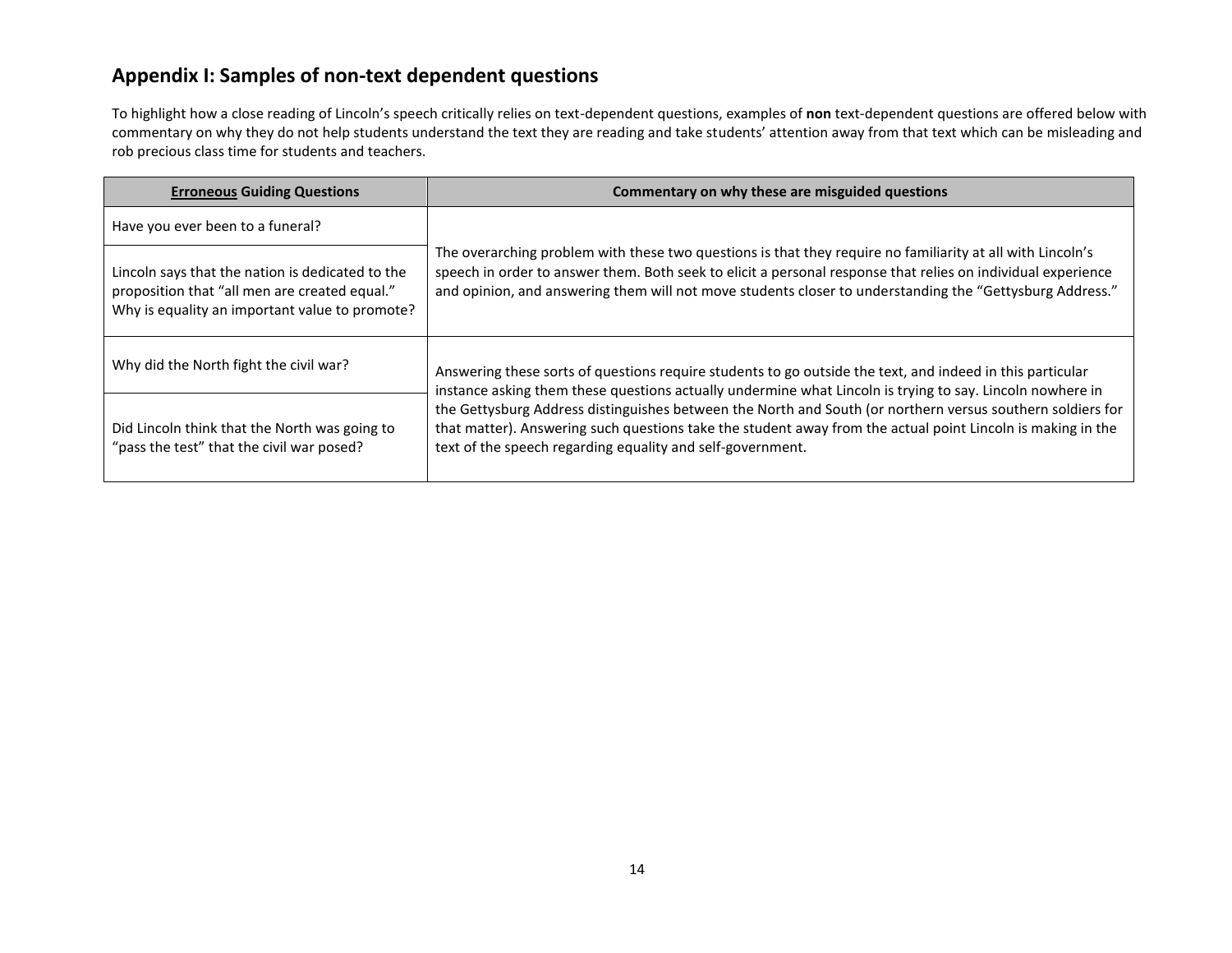## Appendix I: Samples of non-text dependent questions

To highlight how a close reading of Lincoln's speech critically relies on text-dependent questions, examples of **non** text-dependent questions are offered below with commentary on why they do not help students understand the text they are reading and take students' attention away from that text which can be misleading and rob precious class time for students and teachers.

| **Erroneous** Guiding Questions | Commentary on why these are misguided questions |
|---|---|
| Have you ever been to a funeral? | The overarching problem with these two questions is that they require no familiarity at all with Lincoln's speech in order to answer them. Both seek to elicit a personal response that relies on individual experience and opinion, and answering them will not move students closer to understanding the "Gettysburg Address." |
| Lincoln says that the nation is dedicated to the proposition that "all men are created equal." Why is equality an important value to promote? | |
| Why did the North fight the civil war? | Answering these sorts of questions require students to go outside the text, and indeed in this particular instance asking them these questions actually undermine what Lincoln is trying to say. Lincoln nowhere in the Gettysburg Address distinguishes between the North and South (or northern versus southern soldiers for that matter). Answering such questions take the student away from the actual point Lincoln is making in the text of the speech regarding equality and self-government. |
| Did Lincoln think that the North was going to "pass the test" that the civil war posed? | |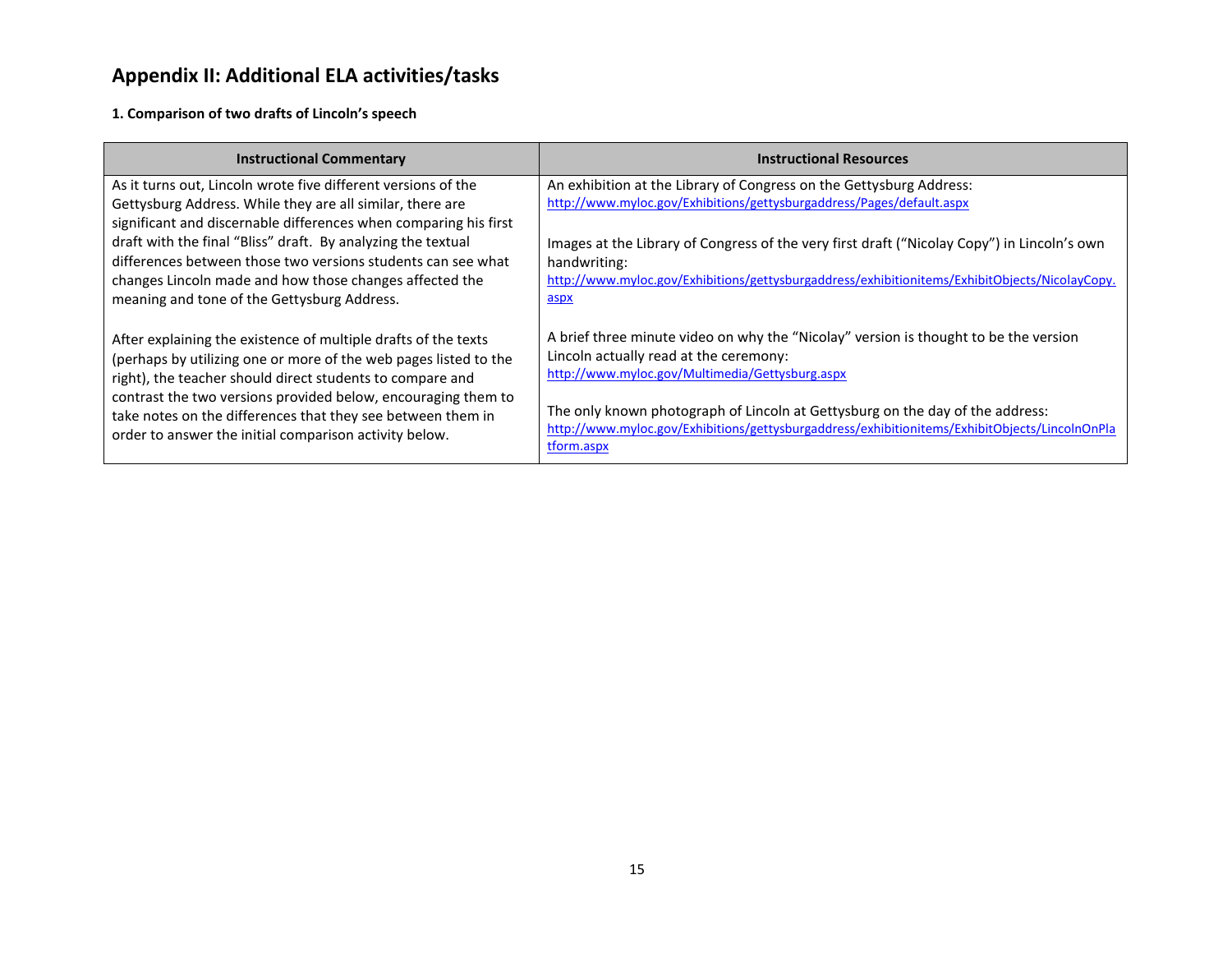## Appendix II: Additional ELA activities/tasks

### 1. Comparison of two drafts of Lincoln's speech

| Instructional Commentary | Instructional Resources |
|---|---|
| As it turns out, Lincoln wrote five different versions of the Gettysburg Address. While they are all similar, there are significant and discernable differences when comparing his first draft with the final "Bliss" draft. By analyzing the textual differences between those two versions students can see what changes Lincoln made and how those changes affected the meaning and tone of the Gettysburg Address.<br><br>After explaining the existence of multiple drafts of the texts (perhaps by utilizing one or more of the web pages listed to the right), the teacher should direct students to compare and contrast the two versions provided below, encouraging them to take notes on the differences that they see between them in order to answer the initial comparison activity below. | An exhibition at the Library of Congress on the Gettysburg Address:<br>http://www.myloc.gov/Exhibitions/gettysburgaddress/Pages/default.aspx<br><br>Images at the Library of Congress of the very first draft ("Nicolay Copy") in Lincoln's own handwriting:<br>http://www.myloc.gov/Exhibitions/gettysburgaddress/exhibitionitems/ExhibitObjects/NicolayCopy.aspx<br><br>A brief three minute video on why the "Nicolay" version is thought to be the version Lincoln actually read at the ceremony:<br>http://www.myloc.gov/Multimedia/Gettysburg.aspx<br><br>The only known photograph of Lincoln at Gettysburg on the day of the address:<br>http://www.myloc.gov/Exhibitions/gettysburgaddress/exhibitionitems/ExhibitObjects/LincolnOnPlatform.aspx |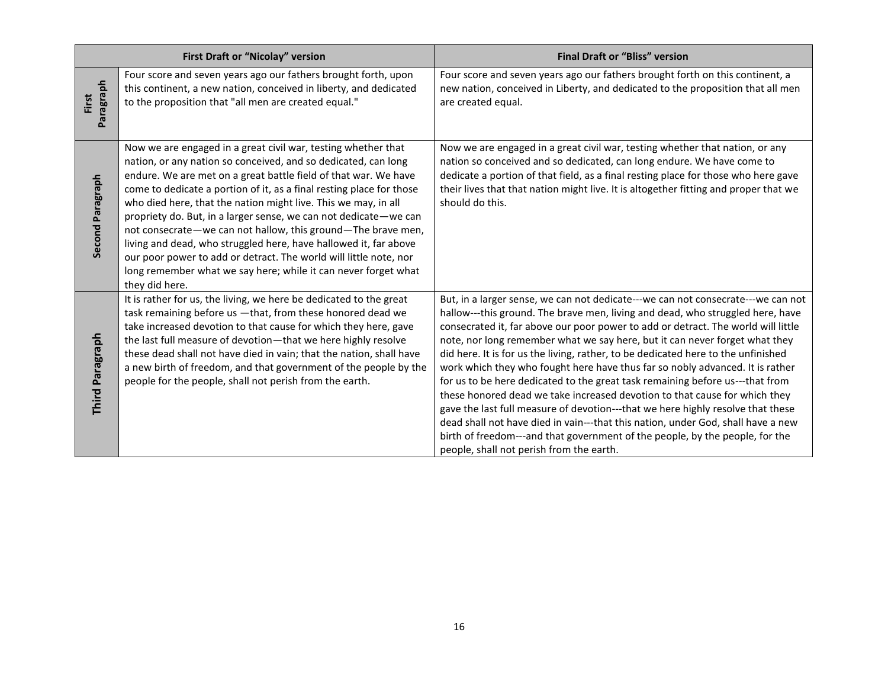| | First Draft or "Nicolay" version | Final Draft or "Bliss" version |
|---|---|---|
| **First Paragraph** | Four score and seven years ago our fathers brought forth, upon this continent, a new nation, conceived in liberty, and dedicated to the proposition that "all men are created equal." | Four score and seven years ago our fathers brought forth on this continent, a new nation, conceived in Liberty, and dedicated to the proposition that all men are created equal. |
| **Second Paragraph** | Now we are engaged in a great civil war, testing whether that nation, or any nation so conceived, and so dedicated, can long endure. We are met on a great battle field of that war. We have come to dedicate a portion of it, as a final resting place for those who died here, that the nation might live. This we may, in all propriety do. But, in a larger sense, we can not dedicate—we can not consecrate—we can not hallow, this ground—The brave men, living and dead, who struggled here, have hallowed it, far above our poor power to add or detract. The world will little note, nor long remember what we say here; while it can never forget what they did here. | Now we are engaged in a great civil war, testing whether that nation, or any nation so conceived and so dedicated, can long endure. We have come to dedicate a portion of that field, as a final resting place for those who here gave their lives that that nation might live. It is altogether fitting and proper that we should do this. |
| **Third Paragraph** | It is rather for us, the living, we here be dedicated to the great task remaining before us —that, from these honored dead we take increased devotion to that cause for which they here, gave the last full measure of devotion—that we here highly resolve these dead shall not have died in vain; that the nation, shall have a new birth of freedom, and that government of the people by the people for the people, shall not perish from the earth. | But, in a larger sense, we can not dedicate---we can not consecrate---we can not hallow---this ground. The brave men, living and dead, who struggled here, have consecrated it, far above our poor power to add or detract. The world will little note, nor long remember what we say here, but it can never forget what they did here. It is for us the living, rather, to be dedicated here to the unfinished work which they who fought here have thus far so nobly advanced. It is rather for us to be here dedicated to the great task remaining before us---that from these honored dead we take increased devotion to that cause for which they gave the last full measure of devotion---that we here highly resolve that these dead shall not have died in vain---that this nation, under God, shall have a new birth of freedom---and that government of the people, by the people, for the people, shall not perish from the earth. |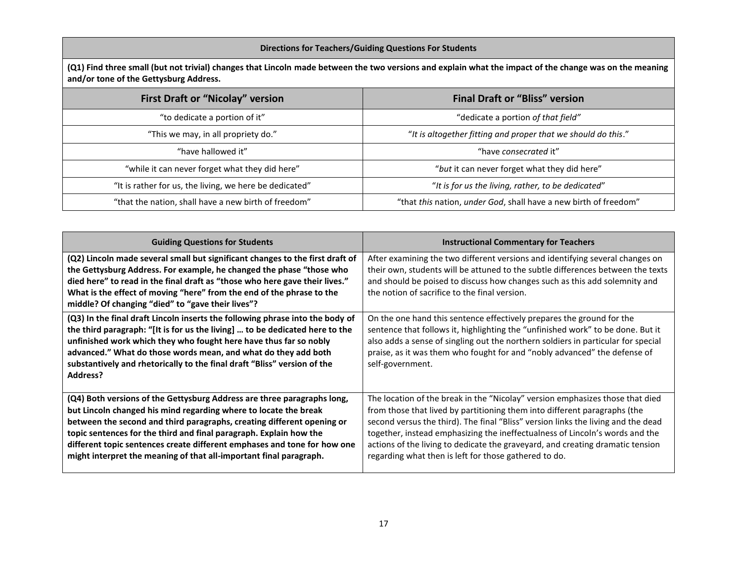| Directions for Teachers/Guiding Questions For Students | |
|---|---|
| **(Q1) Find three small (but not trivial) changes that Lincoln made between the two versions and explain what the impact of the change was on the meaning and/or tone of the Gettysburg Address.** | |
| **First Draft or "Nicolay" version** | **Final Draft or "Bliss" version** |
| "to dedicate a portion of it" | "dedicate a portion *of that field"* |
| "This we may, in all propriety do." | "*It is altogether fitting and proper that we should do this*." |
| "have hallowed it" | "have *consecrated* it" |
| "while it can never forget what they did here" | "*but* it can never forget what they did here" |
| "It is rather for us, the living, we here be dedicated" | "*It is for us the living, rather, to be dedicated*" |
| "that the nation, shall have a new birth of freedom" | "that *this* nation, *under God*, shall have a new birth of freedom" |

| Guiding Questions for Students | Instructional Commentary for Teachers |
|---|---|
| **(Q2) Lincoln made several small but significant changes to the first draft of the Gettysburg Address. For example, he changed the phase "those who died here" to read in the final draft as "those who here gave their lives." What is the effect of moving "here" from the end of the phrase to the middle? Of changing "died" to "gave their lives"?** | After examining the two different versions and identifying several changes on their own, students will be attuned to the subtle differences between the texts and should be poised to discuss how changes such as this add solemnity and the notion of sacrifice to the final version. |
| **(Q3) In the final draft Lincoln inserts the following phrase into the body of the third paragraph: "[It is for us the living] … to be dedicated here to the unfinished work which they who fought here have thus far so nobly advanced." What do those words mean, and what do they add both substantively and rhetorically to the final draft "Bliss" version of the Address?** | On the one hand this sentence effectively prepares the ground for the sentence that follows it, highlighting the "unfinished work" to be done. But it also adds a sense of singling out the northern soldiers in particular for special praise, as it was them who fought for and "nobly advanced" the defense of self-government. |
| **(Q4) Both versions of the Gettysburg Address are three paragraphs long, but Lincoln changed his mind regarding where to locate the break between the second and third paragraphs, creating different opening or topic sentences for the third and final paragraph. Explain how the different topic sentences create different emphases and tone for how one might interpret the meaning of that all-important final paragraph.** | The location of the break in the "Nicolay" version emphasizes those that died from those that lived by partitioning them into different paragraphs (the second versus the third). The final "Bliss" version links the living and the dead together, instead emphasizing the ineffectualness of Lincoln's words and the actions of the living to dedicate the graveyard, and creating dramatic tension regarding what then is left for those gathered to do. |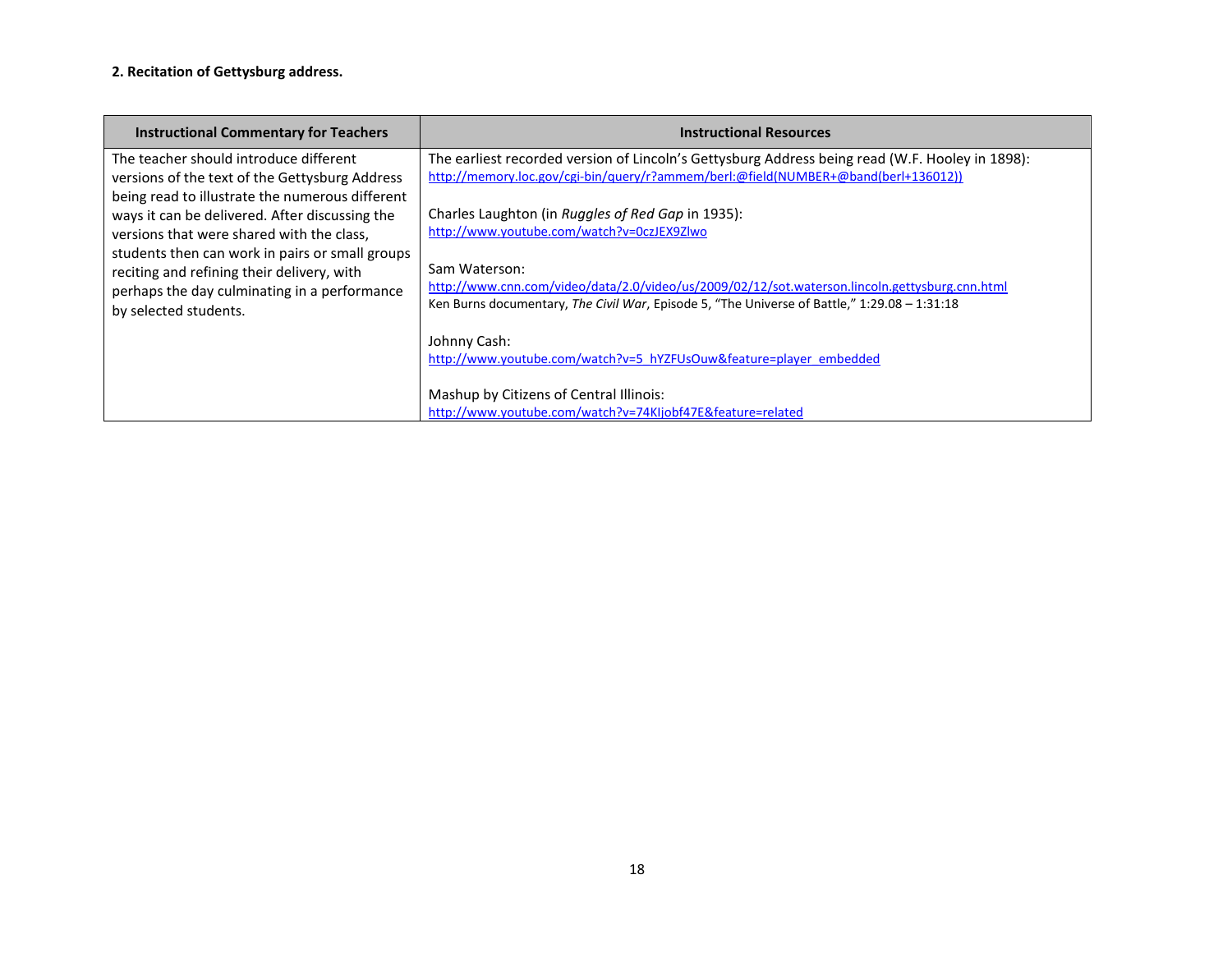**2. Recitation of Gettysburg address.**

| Instructional Commentary for Teachers | Instructional Resources |
|---|---|
| The teacher should introduce different versions of the text of the Gettysburg Address being read to illustrate the numerous different ways it can be delivered. After discussing the versions that were shared with the class, students then can work in pairs or small groups reciting and refining their delivery, with perhaps the day culminating in a performance by selected students. | The earliest recorded version of Lincoln's Gettysburg Address being read (W.F. Hooley in 1898): http://memory.loc.gov/cgi-bin/query/r?ammem/berl:@field(NUMBER+@band(berl+136012)) <br><br> Charles Laughton (in *Ruggles of Red Gap* in 1935): http://www.youtube.com/watch?v=0czJEX9Zlwo <br><br> Sam Waterson: http://www.cnn.com/video/data/2.0/video/us/2009/02/12/sot.waterson.lincoln.gettysburg.cnn.html <br> Ken Burns documentary, *The Civil War*, Episode 5, "The Universe of Battle," 1:29.08 – 1:31:18 <br><br> Johnny Cash: http://www.youtube.com/watch?v=5_hYZFUsOuw&feature=player_embedded <br><br> Mashup by Citizens of Central Illinois: http://www.youtube.com/watch?v=74KIjobf47E&feature=related |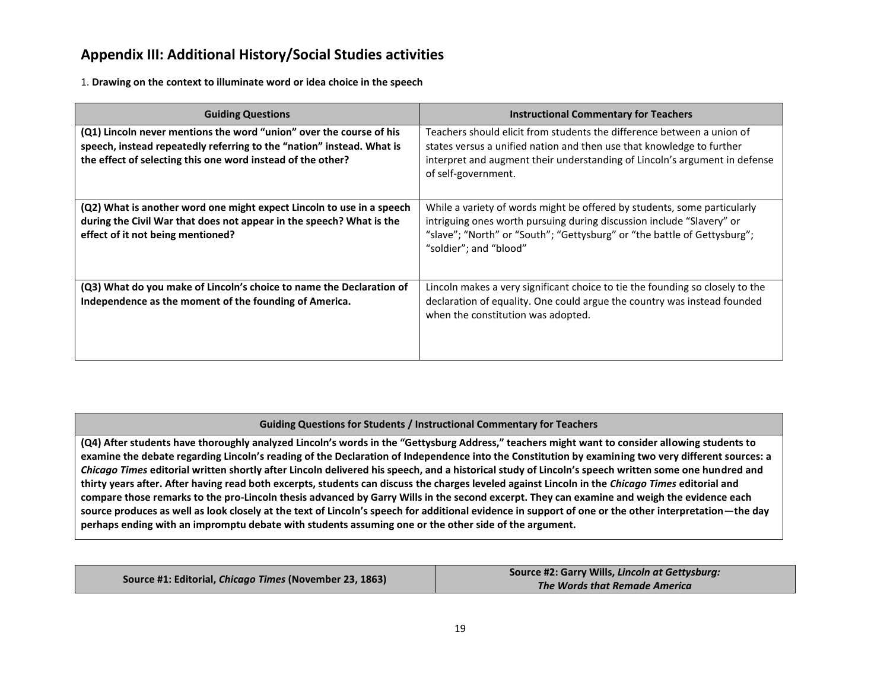## Appendix III: Additional History/Social Studies activities

1. **Drawing on the context to illuminate word or idea choice in the speech**

| Guiding Questions | Instructional Commentary for Teachers |
|---|---|
| **(Q1) Lincoln never mentions the word "union" over the course of his speech, instead repeatedly referring to the "nation" instead. What is the effect of selecting this one word instead of the other?** | Teachers should elicit from students the difference between a union of states versus a unified nation and then use that knowledge to further interpret and augment their understanding of Lincoln's argument in defense of self-government. |
| **(Q2) What is another word one might expect Lincoln to use in a speech during the Civil War that does not appear in the speech? What is the effect of it not being mentioned?** | While a variety of words might be offered by students, some particularly intriguing ones worth pursuing during discussion include "Slavery" or "slave"; "North" or "South"; "Gettysburg" or "the battle of Gettysburg"; "soldier"; and "blood" |
| **(Q3) What do you make of Lincoln's choice to name the Declaration of Independence as the moment of the founding of America.** | Lincoln makes a very significant choice to tie the founding so closely to the declaration of equality. One could argue the country was instead founded when the constitution was adopted. |

| Guiding Questions for Students / Instructional Commentary for Teachers |
|---|
| **(Q4) After students have thoroughly analyzed Lincoln's words in the "Gettysburg Address," teachers might want to consider allowing students to examine the debate regarding Lincoln's reading of the Declaration of Independence into the Constitution by examining two very different sources: a *Chicago Times* editorial written shortly after Lincoln delivered his speech, and a historical study of Lincoln's speech written some one hundred and thirty years after. After having read both excerpts, students can discuss the charges leveled against Lincoln in the *Chicago Times* editorial and compare those remarks to the pro-Lincoln thesis advanced by Garry Wills in the second excerpt. They can examine and weigh the evidence each source produces as well as look closely at the text of Lincoln's speech for additional evidence in support of one or the other interpretation—the day perhaps ending with an impromptu debate with students assuming one or the other side of the argument.** |

| Source #1: Editorial, *Chicago Times* (November 23, 1863) | Source #2: Garry Wills, *Lincoln at Gettysburg: The Words that Remade America* |
|---|---|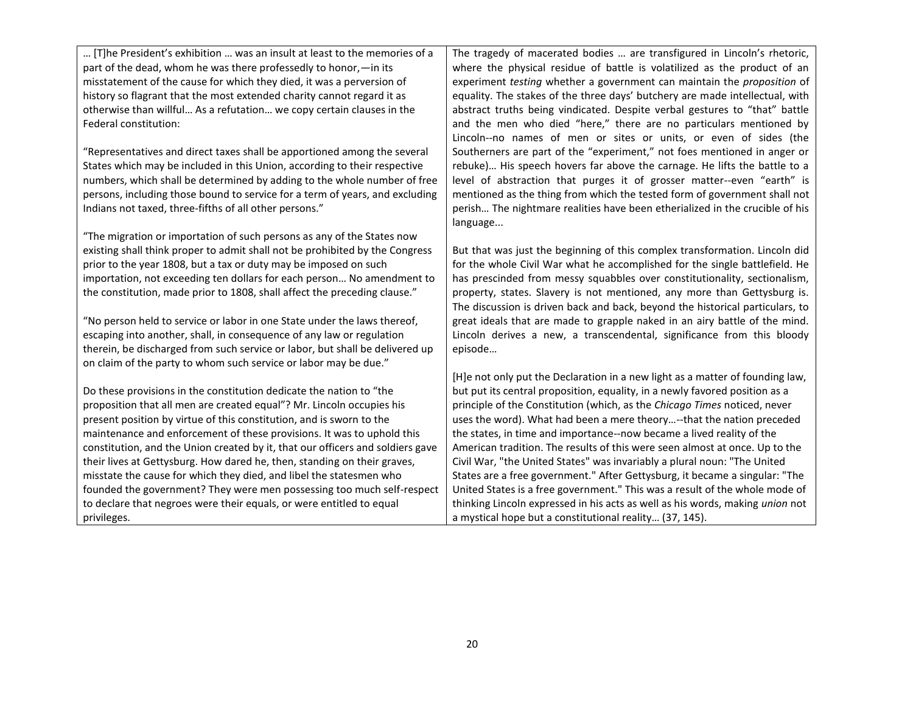… [T]he President's exhibition … was an insult at least to the memories of a part of the dead, whom he was there professedly to honor,—in its misstatement of the cause for which they died, it was a perversion of history so flagrant that the most extended charity cannot regard it as otherwise than willful… As a refutation… we copy certain clauses in the Federal constitution:

"Representatives and direct taxes shall be apportioned among the several States which may be included in this Union, according to their respective numbers, which shall be determined by adding to the whole number of free persons, including those bound to service for a term of years, and excluding Indians not taxed, three-fifths of all other persons."

"The migration or importation of such persons as any of the States now existing shall think proper to admit shall not be prohibited by the Congress prior to the year 1808, but a tax or duty may be imposed on such importation, not exceeding ten dollars for each person… No amendment to the constitution, made prior to 1808, shall affect the preceding clause."

"No person held to service or labor in one State under the laws thereof, escaping into another, shall, in consequence of any law or regulation therein, be discharged from such service or labor, but shall be delivered up on claim of the party to whom such service or labor may be due."

Do these provisions in the constitution dedicate the nation to "the proposition that all men are created equal"? Mr. Lincoln occupies his present position by virtue of this constitution, and is sworn to the maintenance and enforcement of these provisions. It was to uphold this constitution, and the Union created by it, that our officers and soldiers gave their lives at Gettysburg. How dared he, then, standing on their graves, misstate the cause for which they died, and libel the statesmen who founded the government? They were men possessing too much self-respect to declare that negroes were their equals, or were entitled to equal privileges.

The tragedy of macerated bodies … are transfigured in Lincoln's rhetoric, where the physical residue of battle is volatilized as the product of an experiment *testing* whether a government can maintain the *proposition* of equality. The stakes of the three days' butchery are made intellectual, with abstract truths being vindicated. Despite verbal gestures to "that" battle and the men who died "here," there are no particulars mentioned by Lincoln--no names of men or sites or units, or even of sides (the Southerners are part of the "experiment," not foes mentioned in anger or rebuke)… His speech hovers far above the carnage. He lifts the battle to a level of abstraction that purges it of grosser matter--even "earth" is mentioned as the thing from which the tested form of government shall not perish… The nightmare realities have been etherialized in the crucible of his language...

But that was just the beginning of this complex transformation. Lincoln did for the whole Civil War what he accomplished for the single battlefield. He has prescinded from messy squabbles over constitutionality, sectionalism, property, states. Slavery is not mentioned, any more than Gettysburg is. The discussion is driven back and back, beyond the historical particulars, to great ideals that are made to grapple naked in an airy battle of the mind. Lincoln derives a new, a transcendental, significance from this bloody episode…

[H]e not only put the Declaration in a new light as a matter of founding law, but put its central proposition, equality, in a newly favored position as a principle of the Constitution (which, as the *Chicago Times* noticed, never uses the word). What had been a mere theory…--that the nation preceded the states, in time and importance--now became a lived reality of the American tradition. The results of this were seen almost at once. Up to the Civil War, "the United States" was invariably a plural noun: "The United States are a free government." After Gettysburg, it became a singular: "The United States is a free government." This was a result of the whole mode of thinking Lincoln expressed in his acts as well as his words, making *union* not a mystical hope but a constitutional reality… (37, 145).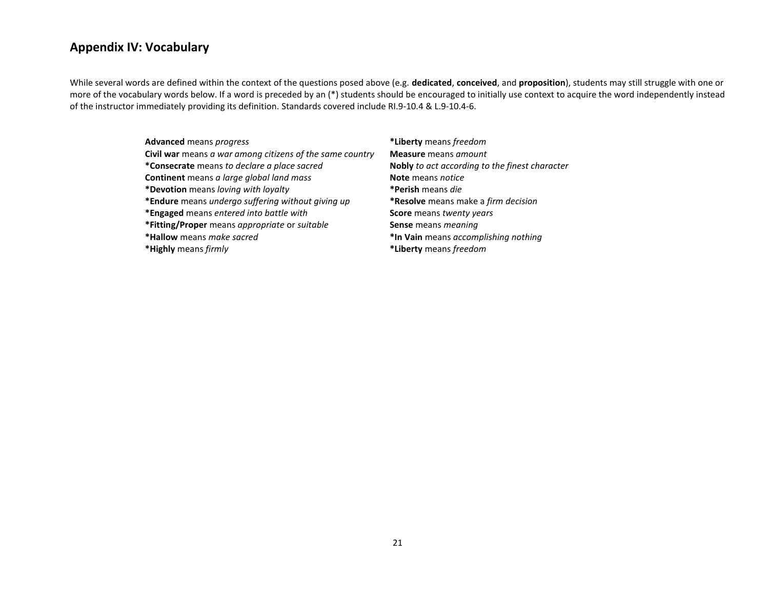## Appendix IV: Vocabulary

While several words are defined within the context of the questions posed above (e.g. **dedicated**, **conceived**, and **proposition**), students may still struggle with one or more of the vocabulary words below. If a word is preceded by an (*) students should be encouraged to initially use context to acquire the word independently instead of the instructor immediately providing its definition. Standards covered include RI.9-10.4 & L.9-10.4-6.

**Advanced** means *progress*
**Civil war** means *a war among citizens of the same country*
***Consecrate** means *to declare a place sacred*
**Continent** means *a large global land mass*
***Devotion** means *loving with loyalty*
***Endure** means *undergo suffering without giving up*
***Engaged** means *entered into battle with*
***Fitting/Proper** means *appropriate* or *suitable*
***Hallow** means *make sacred*
***Highly** means *firmly*
***Liberty** means *freedom*
**Measure** means *amount*
**Nobly** *to act according to the finest character*
**Note** means *notice*
***Perish** means *die*
***Resolve** means make a *firm decision*
**Score** means *twenty years*
**Sense** means *meaning*
***In Vain** means *accomplishing nothing*
***Liberty** means *freedom*